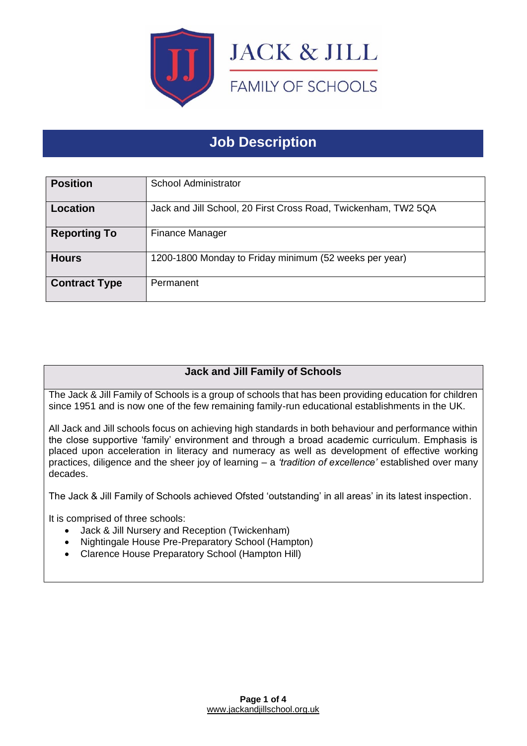# JACK & JILL FAMILY OF SCHOOLS

## Job Description

| | |
|---|---|
| **Position** | School Administrator |
| **Location** | Jack and Jill School, 20 First Cross Road, Twickenham, TW2 5QA |
| **Reporting To** | Finance Manager |
| **Hours** | 1200-1800 Monday to Friday minimum (52 weeks per year) |
| **Contract Type** | Permanent |

### Jack and Jill Family of Schools

The Jack & Jill Family of Schools is a group of schools that has been providing education for children since 1951 and is now one of the few remaining family-run educational establishments in the UK.

All Jack and Jill schools focus on achieving high standards in both behaviour and performance within the close supportive 'family' environment and through a broad academic curriculum. Emphasis is placed upon acceleration in literacy and numeracy as well as development of effective working practices, diligence and the sheer joy of learning – a *'tradition of excellence'* established over many decades.

The Jack & Jill Family of Schools achieved Ofsted 'outstanding' in all areas' in its latest inspection.

It is comprised of three schools:

- Jack & Jill Nursery and Reception (Twickenham)
- Nightingale House Pre-Preparatory School (Hampton)
- Clarence House Preparatory School (Hampton Hill)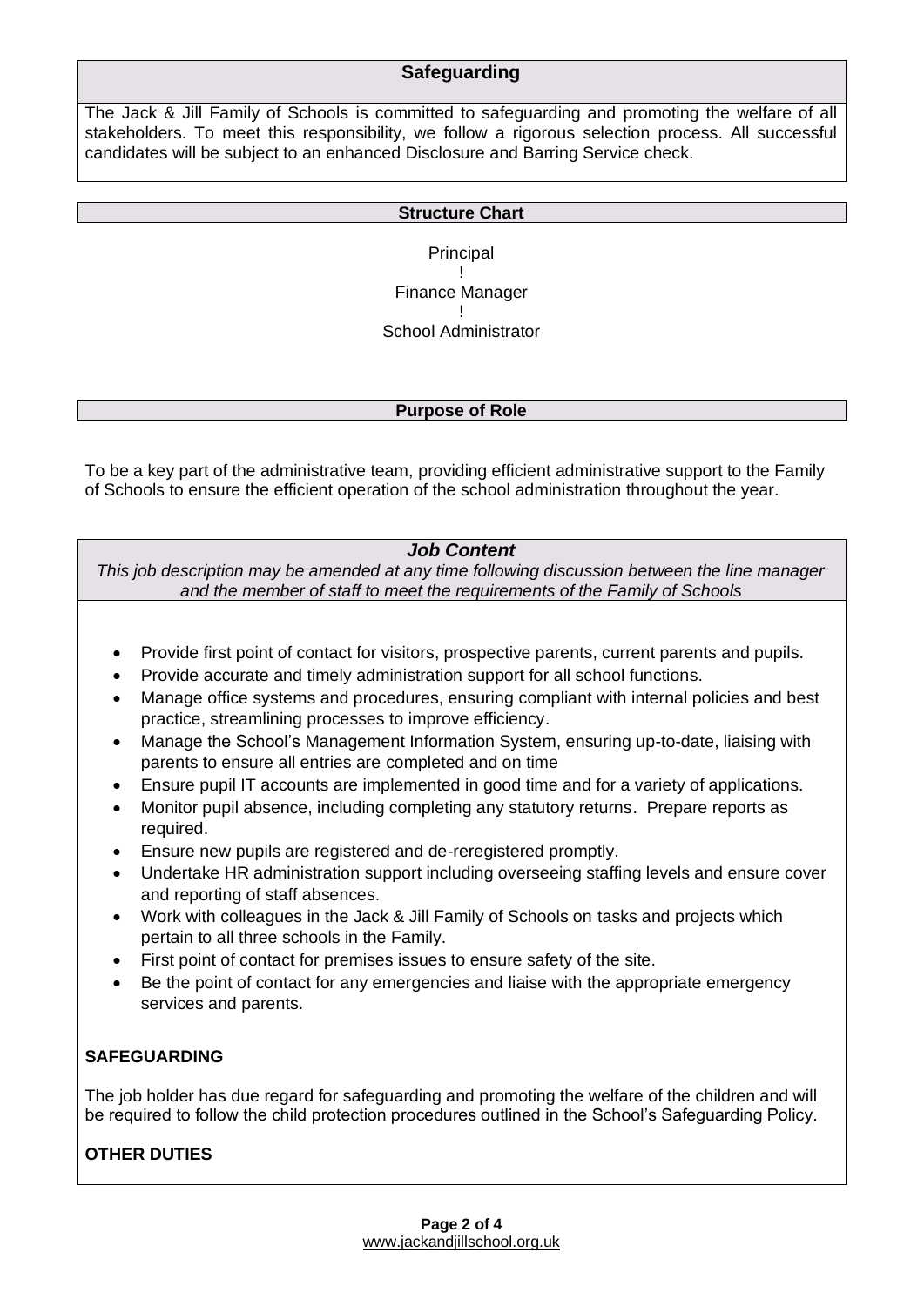## Safeguarding

The Jack & Jill Family of Schools is committed to safeguarding and promoting the welfare of all stakeholders. To meet this responsibility, we follow a rigorous selection process. All successful candidates will be subject to an enhanced Disclosure and Barring Service check.

## Structure Chart

Principal
!
Finance Manager
!
School Administrator

## Purpose of Role

To be a key part of the administrative team, providing efficient administrative support to the Family of Schools to ensure the efficient operation of the school administration throughout the year.

## *Job Content*

*This job description may be amended at any time following discussion between the line manager and the member of staff to meet the requirements of the Family of Schools*

- Provide first point of contact for visitors, prospective parents, current parents and pupils.
- Provide accurate and timely administration support for all school functions.
- Manage office systems and procedures, ensuring compliant with internal policies and best practice, streamlining processes to improve efficiency.
- Manage the School's Management Information System, ensuring up-to-date, liaising with parents to ensure all entries are completed and on time
- Ensure pupil IT accounts are implemented in good time and for a variety of applications.
- Monitor pupil absence, including completing any statutory returns. Prepare reports as required.
- Ensure new pupils are registered and de-reregistered promptly.
- Undertake HR administration support including overseeing staffing levels and ensure cover and reporting of staff absences.
- Work with colleagues in the Jack & Jill Family of Schools on tasks and projects which pertain to all three schools in the Family.
- First point of contact for premises issues to ensure safety of the site.
- Be the point of contact for any emergencies and liaise with the appropriate emergency services and parents.

**SAFEGUARDING**

The job holder has due regard for safeguarding and promoting the welfare of the children and will be required to follow the child protection procedures outlined in the School's Safeguarding Policy.

**OTHER DUTIES**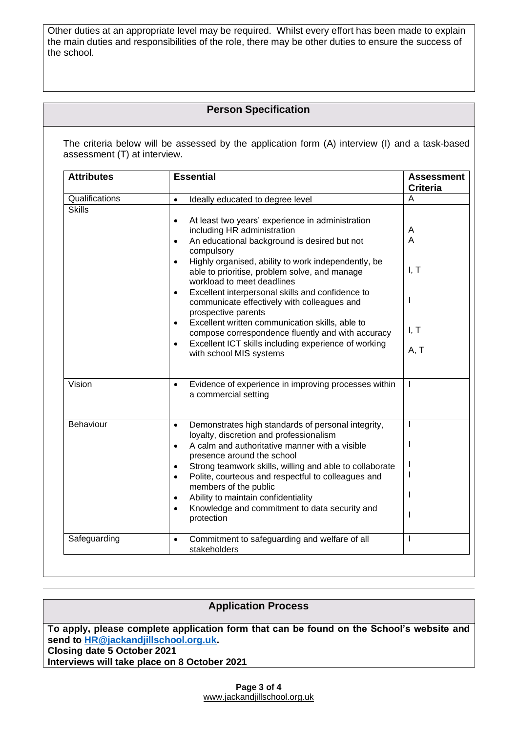Other duties at an appropriate level may be required. Whilst every effort has been made to explain the main duties and responsibilities of the role, there may be other duties to ensure the success of the school.

## Person Specification

The criteria below will be assessed by the application form (A) interview (I) and a task-based assessment (T) at interview.

| Attributes | Essential | Assessment Criteria |
|---|---|---|
| Qualifications | • Ideally educated to degree level | A |
| Skills | • At least two years' experience in administration including HR administration<br>• An educational background is desired but not compulsory<br>• Highly organised, ability to work independently, be able to prioritise, problem solve, and manage workload to meet deadlines<br>• Excellent interpersonal skills and confidence to communicate effectively with colleagues and prospective parents<br>• Excellent written communication skills, able to compose correspondence fluently and with accuracy<br>• Excellent ICT skills including experience of working with school MIS systems | A<br>A<br>I, T<br>I<br>I, T<br>A, T |
| Vision | • Evidence of experience in improving processes within a commercial setting | I |
| Behaviour | • Demonstrates high standards of personal integrity, loyalty, discretion and professionalism<br>• A calm and authoritative manner with a visible presence around the school<br>• Strong teamwork skills, willing and able to collaborate<br>• Polite, courteous and respectful to colleagues and members of the public<br>• Ability to maintain confidentiality<br>• Knowledge and commitment to data security and protection | I<br>I<br>I<br>I<br>I<br>I |
| Safeguarding | • Commitment to safeguarding and welfare of all stakeholders | I |

## Application Process

**To apply, please complete application form that can be found on the School's website and send to [HR@jackandjillschool.org.uk](mailto:HR@jackandjillschool.org.uk).**
**Closing date 5 October 2021**
**Interviews will take place on 8 October 2021**